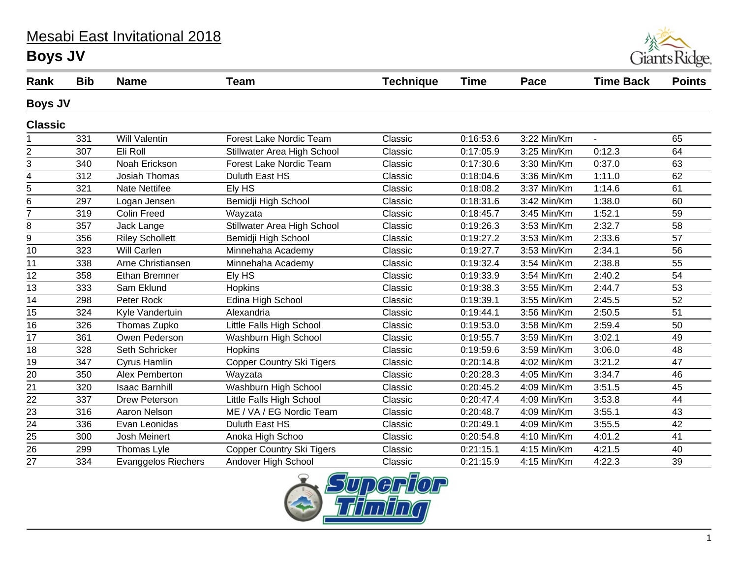# Mesabi East Invitational 2018

## Boys JV

| Rank | Bib | Name | Team | Technique | Time | Pace | Time Back | Points |
|---|---|---|---|---|---|---|---|---|
| **Boys JV** | | | | | | | | |
| **Classic** | | | | | | | | |
| 1 | 331 | Will Valentin | Forest Lake Nordic Team | Classic | 0:16:53.6 | 3:22 Min/Km | - | 65 |
| 2 | 307 | Eli Roll | Stillwater Area High School | Classic | 0:17:05.9 | 3:25 Min/Km | 0:12.3 | 64 |
| 3 | 340 | Noah Erickson | Forest Lake Nordic Team | Classic | 0:17:30.6 | 3:30 Min/Km | 0:37.0 | 63 |
| 4 | 312 | Josiah Thomas | Duluth East HS | Classic | 0:18:04.6 | 3:36 Min/Km | 1:11.0 | 62 |
| 5 | 321 | Nate Nettifee | Ely HS | Classic | 0:18:08.2 | 3:37 Min/Km | 1:14.6 | 61 |
| 6 | 297 | Logan Jensen | Bemidji High School | Classic | 0:18:31.6 | 3:42 Min/Km | 1:38.0 | 60 |
| 7 | 319 | Colin Freed | Wayzata | Classic | 0:18:45.7 | 3:45 Min/Km | 1:52.1 | 59 |
| 8 | 357 | Jack Lange | Stillwater Area High School | Classic | 0:19:26.3 | 3:53 Min/Km | 2:32.7 | 58 |
| 9 | 356 | Riley Schollett | Bemidji High School | Classic | 0:19:27.2 | 3:53 Min/Km | 2:33.6 | 57 |
| 10 | 323 | Will Carlen | Minnehaha Academy | Classic | 0:19:27.7 | 3:53 Min/Km | 2:34.1 | 56 |
| 11 | 338 | Arne Christiansen | Minnehaha Academy | Classic | 0:19:32.4 | 3:54 Min/Km | 2:38.8 | 55 |
| 12 | 358 | Ethan Bremner | Ely HS | Classic | 0:19:33.9 | 3:54 Min/Km | 2:40.2 | 54 |
| 13 | 333 | Sam Eklund | Hopkins | Classic | 0:19:38.3 | 3:55 Min/Km | 2:44.7 | 53 |
| 14 | 298 | Peter Rock | Edina High School | Classic | 0:19:39.1 | 3:55 Min/Km | 2:45.5 | 52 |
| 15 | 324 | Kyle Vandertuin | Alexandria | Classic | 0:19:44.1 | 3:56 Min/Km | 2:50.5 | 51 |
| 16 | 326 | Thomas Zupko | Little Falls High School | Classic | 0:19:53.0 | 3:58 Min/Km | 2:59.4 | 50 |
| 17 | 361 | Owen Pederson | Washburn High School | Classic | 0:19:55.7 | 3:59 Min/Km | 3:02.1 | 49 |
| 18 | 328 | Seth Schricker | Hopkins | Classic | 0:19:59.6 | 3:59 Min/Km | 3:06.0 | 48 |
| 19 | 347 | Cyrus Hamlin | Copper Country Ski Tigers | Classic | 0:20:14.8 | 4:02 Min/Km | 3:21.2 | 47 |
| 20 | 350 | Alex Pemberton | Wayzata | Classic | 0:20:28.3 | 4:05 Min/Km | 3:34.7 | 46 |
| 21 | 320 | Isaac Barnhill | Washburn High School | Classic | 0:20:45.2 | 4:09 Min/Km | 3:51.5 | 45 |
| 22 | 337 | Drew Peterson | Little Falls High School | Classic | 0:20:47.4 | 4:09 Min/Km | 3:53.8 | 44 |
| 23 | 316 | Aaron Nelson | ME / VA / EG Nordic Team | Classic | 0:20:48.7 | 4:09 Min/Km | 3:55.1 | 43 |
| 24 | 336 | Evan Leonidas | Duluth East HS | Classic | 0:20:49.1 | 4:09 Min/Km | 3:55.5 | 42 |
| 25 | 300 | Josh Meinert | Anoka High Schoo | Classic | 0:20:54.8 | 4:10 Min/Km | 4:01.2 | 41 |
| 26 | 299 | Thomas Lyle | Copper Country Ski Tigers | Classic | 0:21:15.1 | 4:15 Min/Km | 4:21.5 | 40 |
| 27 | 334 | Evanggelos Riechers | Andover High School | Classic | 0:21:15.9 | 4:15 Min/Km | 4:22.3 | 39 |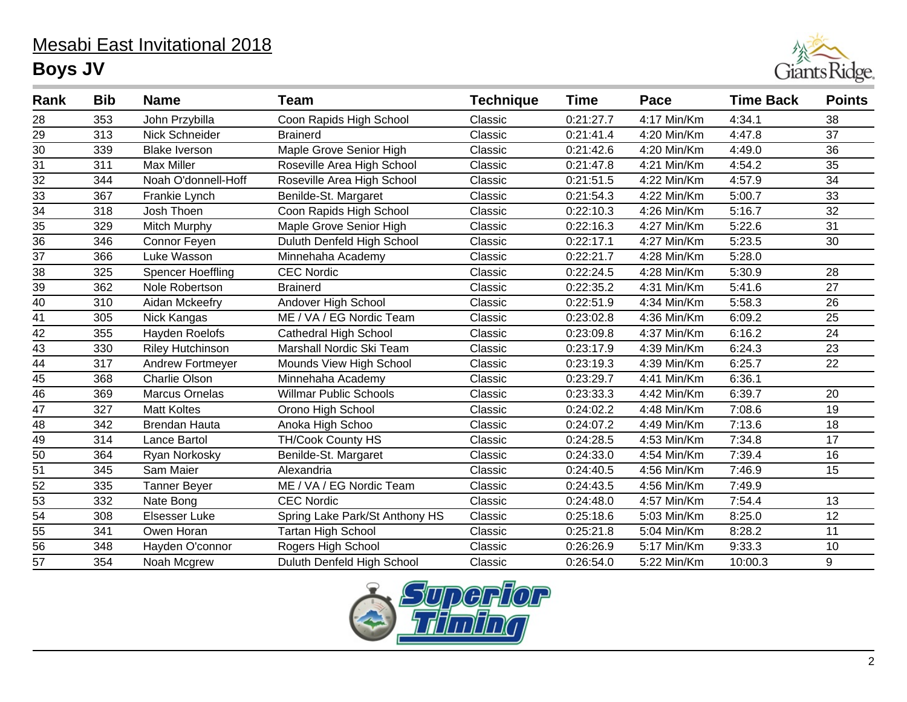# Mesabi East Invitational 2018

## Boys JV

| Rank | Bib | Name | Team | Technique | Time | Pace | Time Back | Points |
|---|---|---|---|---|---|---|---|---|
| 28 | 353 | John Przybilla | Coon Rapids High School | Classic | 0:21:27.7 | 4:17 Min/Km | 4:34.1 | 38 |
| 29 | 313 | Nick Schneider | Brainerd | Classic | 0:21:41.4 | 4:20 Min/Km | 4:47.8 | 37 |
| 30 | 339 | Blake Iverson | Maple Grove Senior High | Classic | 0:21:42.6 | 4:20 Min/Km | 4:49.0 | 36 |
| 31 | 311 | Max Miller | Roseville Area High School | Classic | 0:21:47.8 | 4:21 Min/Km | 4:54.2 | 35 |
| 32 | 344 | Noah O'donnell-Hoff | Roseville Area High School | Classic | 0:21:51.5 | 4:22 Min/Km | 4:57.9 | 34 |
| 33 | 367 | Frankie Lynch | Benilde-St. Margaret | Classic | 0:21:54.3 | 4:22 Min/Km | 5:00.7 | 33 |
| 34 | 318 | Josh Thoen | Coon Rapids High School | Classic | 0:22:10.3 | 4:26 Min/Km | 5:16.7 | 32 |
| 35 | 329 | Mitch Murphy | Maple Grove Senior High | Classic | 0:22:16.3 | 4:27 Min/Km | 5:22.6 | 31 |
| 36 | 346 | Connor Feyen | Duluth Denfeld High School | Classic | 0:22:17.1 | 4:27 Min/Km | 5:23.5 | 30 |
| 37 | 366 | Luke Wasson | Minnehaha Academy | Classic | 0:22:21.7 | 4:28 Min/Km | 5:28.0 | |
| 38 | 325 | Spencer Hoeffling | CEC Nordic | Classic | 0:22:24.5 | 4:28 Min/Km | 5:30.9 | 28 |
| 39 | 362 | Nole Robertson | Brainerd | Classic | 0:22:35.2 | 4:31 Min/Km | 5:41.6 | 27 |
| 40 | 310 | Aidan Mckeefry | Andover High School | Classic | 0:22:51.9 | 4:34 Min/Km | 5:58.3 | 26 |
| 41 | 305 | Nick Kangas | ME / VA / EG Nordic Team | Classic | 0:23:02.8 | 4:36 Min/Km | 6:09.2 | 25 |
| 42 | 355 | Hayden Roelofs | Cathedral High School | Classic | 0:23:09.8 | 4:37 Min/Km | 6:16.2 | 24 |
| 43 | 330 | Riley Hutchinson | Marshall Nordic Ski Team | Classic | 0:23:17.9 | 4:39 Min/Km | 6:24.3 | 23 |
| 44 | 317 | Andrew Fortmeyer | Mounds View High School | Classic | 0:23:19.3 | 4:39 Min/Km | 6:25.7 | 22 |
| 45 | 368 | Charlie Olson | Minnehaha Academy | Classic | 0:23:29.7 | 4:41 Min/Km | 6:36.1 | |
| 46 | 369 | Marcus Ornelas | Willmar Public Schools | Classic | 0:23:33.3 | 4:42 Min/Km | 6:39.7 | 20 |
| 47 | 327 | Matt Koltes | Orono High School | Classic | 0:24:02.2 | 4:48 Min/Km | 7:08.6 | 19 |
| 48 | 342 | Brendan Hauta | Anoka High Schoo | Classic | 0:24:07.2 | 4:49 Min/Km | 7:13.6 | 18 |
| 49 | 314 | Lance Bartol | TH/Cook County HS | Classic | 0:24:28.5 | 4:53 Min/Km | 7:34.8 | 17 |
| 50 | 364 | Ryan Norkosky | Benilde-St. Margaret | Classic | 0:24:33.0 | 4:54 Min/Km | 7:39.4 | 16 |
| 51 | 345 | Sam Maier | Alexandria | Classic | 0:24:40.5 | 4:56 Min/Km | 7:46.9 | 15 |
| 52 | 335 | Tanner Beyer | ME / VA / EG Nordic Team | Classic | 0:24:43.5 | 4:56 Min/Km | 7:49.9 | |
| 53 | 332 | Nate Bong | CEC Nordic | Classic | 0:24:48.0 | 4:57 Min/Km | 7:54.4 | 13 |
| 54 | 308 | Elsesser Luke | Spring Lake Park/St Anthony HS | Classic | 0:25:18.6 | 5:03 Min/Km | 8:25.0 | 12 |
| 55 | 341 | Owen Horan | Tartan High School | Classic | 0:25:21.8 | 5:04 Min/Km | 8:28.2 | 11 |
| 56 | 348 | Hayden O'connor | Rogers High School | Classic | 0:26:26.9 | 5:17 Min/Km | 9:33.3 | 10 |
| 57 | 354 | Noah Mcgrew | Duluth Denfeld High School | Classic | 0:26:54.0 | 5:22 Min/Km | 10:00.3 | 9 |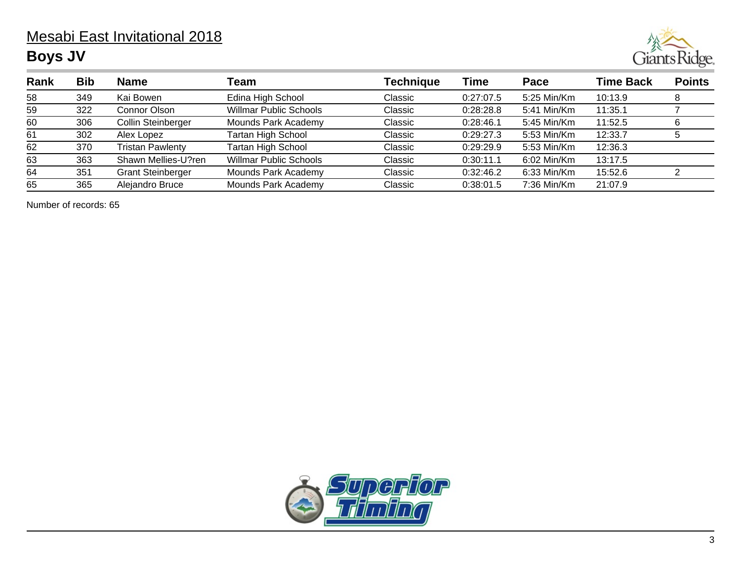# Mesabi East Invitational 2018

## Boys JV

| Rank | Bib | Name | Team | Technique | Time | Pace | Time Back | Points |
|---|---|---|---|---|---|---|---|---|
| 58 | 349 | Kai Bowen | Edina High School | Classic | 0:27:07.5 | 5:25 Min/Km | 10:13.9 | 8 |
| 59 | 322 | Connor Olson | Willmar Public Schools | Classic | 0:28:28.8 | 5:41 Min/Km | 11:35.1 | 7 |
| 60 | 306 | Collin Steinberger | Mounds Park Academy | Classic | 0:28:46.1 | 5:45 Min/Km | 11:52.5 | 6 |
| 61 | 302 | Alex Lopez | Tartan High School | Classic | 0:29:27.3 | 5:53 Min/Km | 12:33.7 | 5 |
| 62 | 370 | Tristan Pawlenty | Tartan High School | Classic | 0:29:29.9 | 5:53 Min/Km | 12:36.3 | |
| 63 | 363 | Shawn Mellies-U?ren | Willmar Public Schools | Classic | 0:30:11.1 | 6:02 Min/Km | 13:17.5 | |
| 64 | 351 | Grant Steinberger | Mounds Park Academy | Classic | 0:32:46.2 | 6:33 Min/Km | 15:52.6 | 2 |
| 65 | 365 | Alejandro Bruce | Mounds Park Academy | Classic | 0:38:01.5 | 7:36 Min/Km | 21:07.9 | |

Number of records: 65